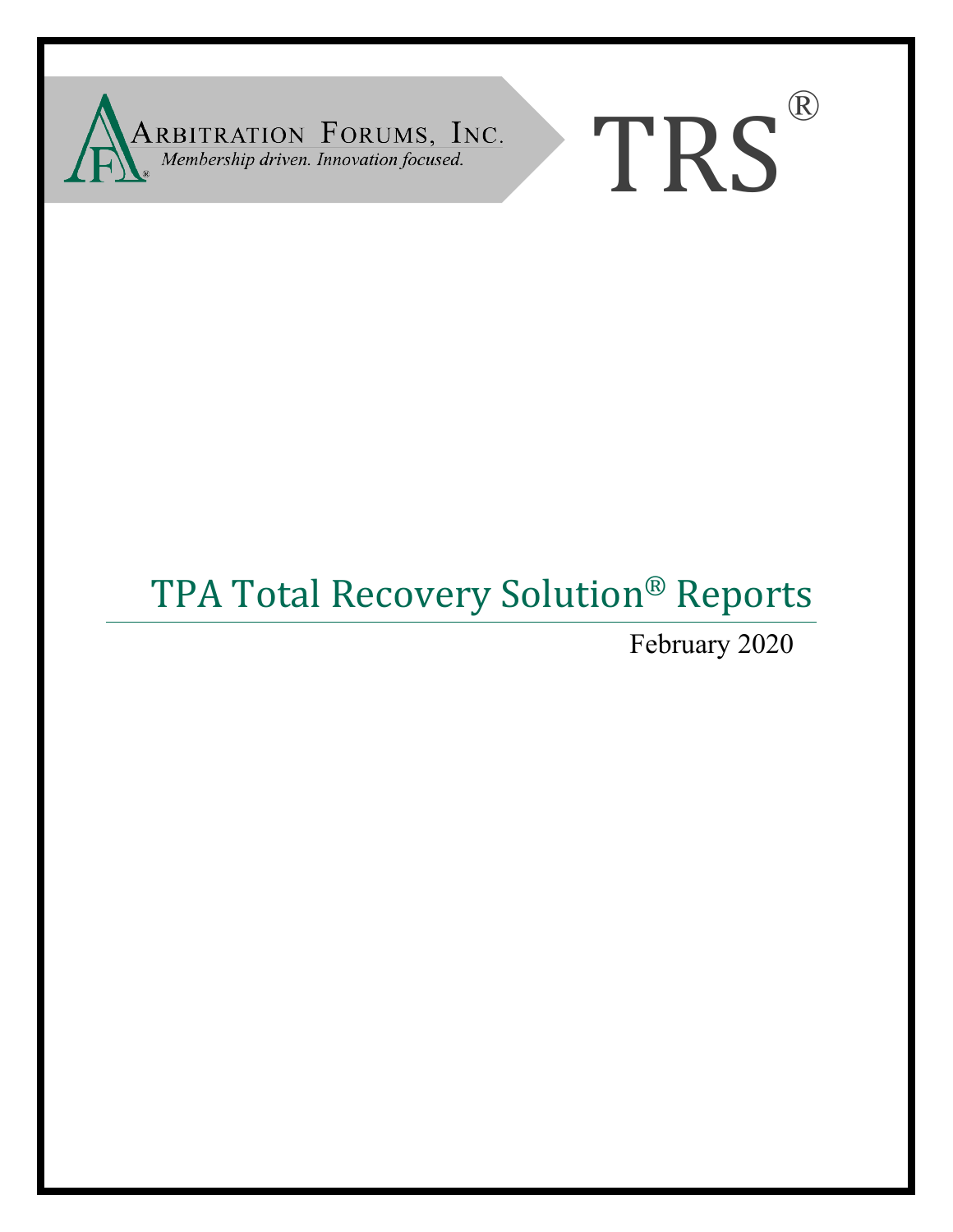ARBITRATION FORUMS, INC.
*Membership driven. Innovation focused.*

TRS®

# TPA Total Recovery Solution® Reports

February 2020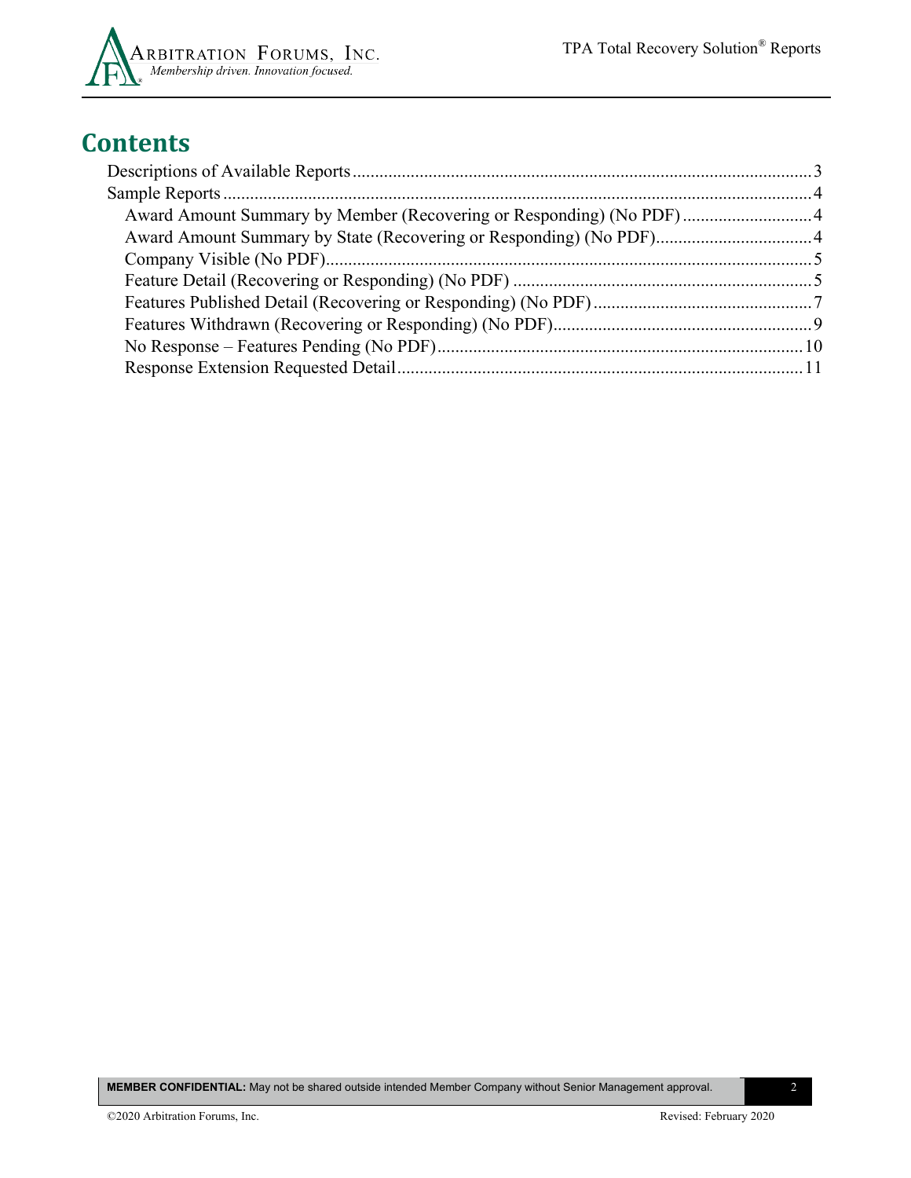# Contents

Descriptions of Available Reports ........................................ 3

Sample Reports ........................................ 4

- Award Amount Summary by Member (Recovering or Responding) (No PDF) ........................................ 4
- Award Amount Summary by State (Recovering or Responding) (No PDF) ........................................ 4
- Company Visible (No PDF) ........................................ 5
- Feature Detail (Recovering or Responding) (No PDF) ........................................ 5
- Features Published Detail (Recovering or Responding) (No PDF) ........................................ 7
- Features Withdrawn (Recovering or Responding) (No PDF) ........................................ 9
- No Response – Features Pending (No PDF) ........................................ 10
- Response Extension Requested Detail ........................................ 11

**MEMBER CONFIDENTIAL:** May not be shared outside intended Member Company without Senior Management approval.

©2020 Arbitration Forums, Inc. Revised: February 2020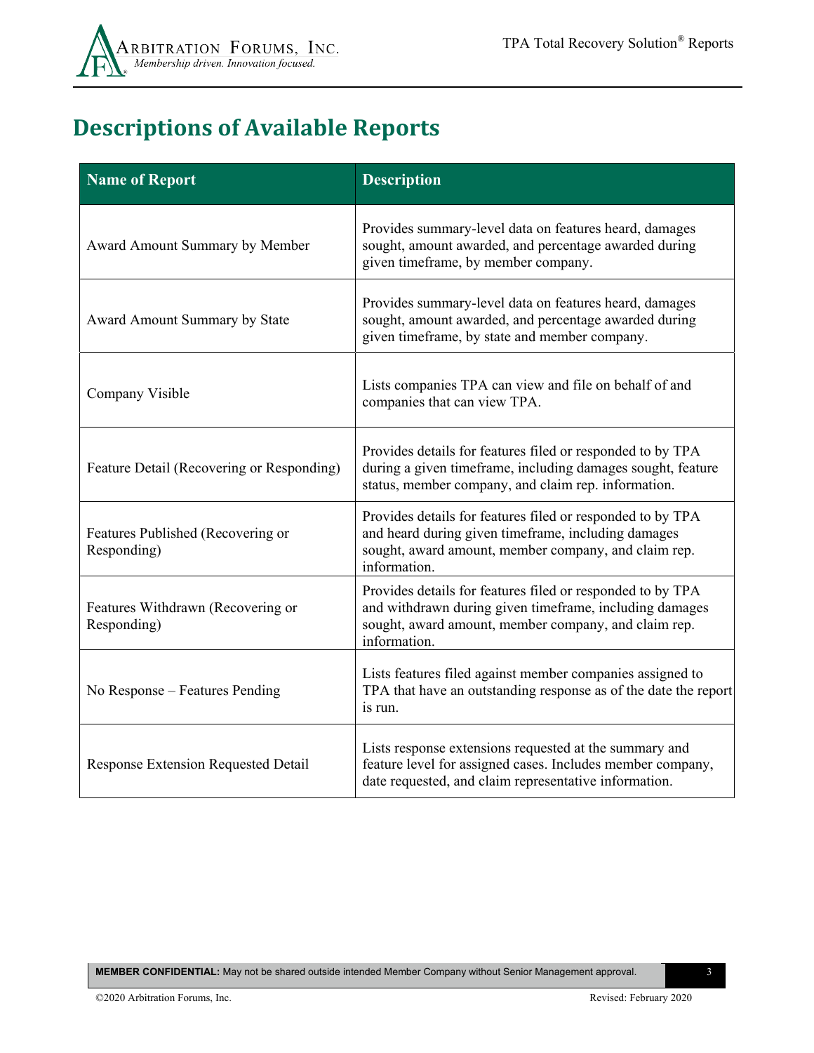# Descriptions of Available Reports

| Name of Report | Description |
|---|---|
| Award Amount Summary by Member | Provides summary-level data on features heard, damages sought, amount awarded, and percentage awarded during given timeframe, by member company. |
| Award Amount Summary by State | Provides summary-level data on features heard, damages sought, amount awarded, and percentage awarded during given timeframe, by state and member company. |
| Company Visible | Lists companies TPA can view and file on behalf of and companies that can view TPA. |
| Feature Detail (Recovering or Responding) | Provides details for features filed or responded to by TPA during a given timeframe, including damages sought, feature status, member company, and claim rep. information. |
| Features Published (Recovering or Responding) | Provides details for features filed or responded to by TPA and heard during given timeframe, including damages sought, award amount, member company, and claim rep. information. |
| Features Withdrawn (Recovering or Responding) | Provides details for features filed or responded to by TPA and withdrawn during given timeframe, including damages sought, award amount, member company, and claim rep. information. |
| No Response – Features Pending | Lists features filed against member companies assigned to TPA that have an outstanding response as of the date the report is run. |
| Response Extension Requested Detail | Lists response extensions requested at the summary and feature level for assigned cases. Includes member company, date requested, and claim representative information. |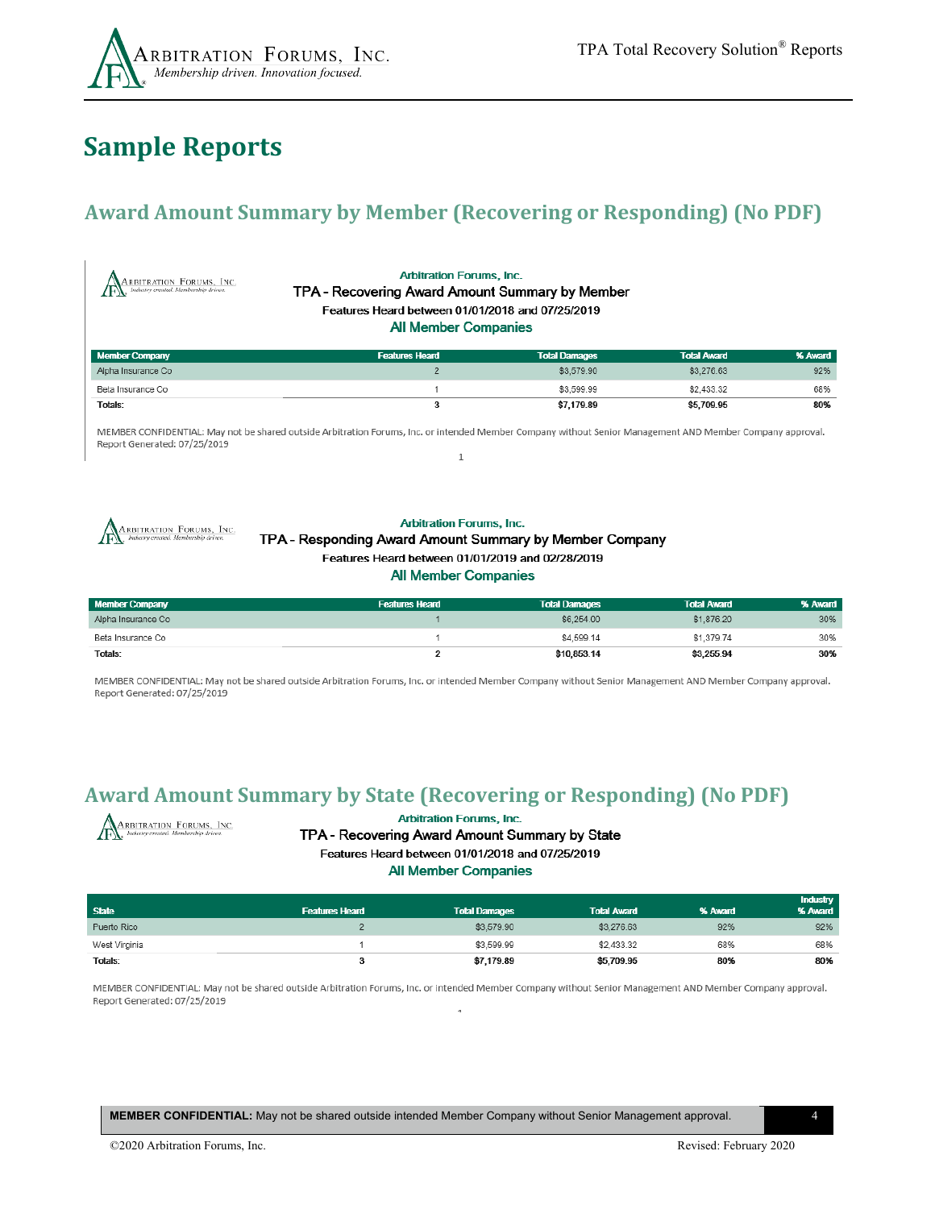# Sample Reports

## Award Amount Summary by Member (Recovering or Responding) (No PDF)

Arbitration Forums, Inc.

TPA - Recovering Award Amount Summary by Member

Features Heard between 01/01/2018 and 07/25/2019

All Member Companies

| Member Company | Features Heard | Total Damages | Total Award | % Award |
|---|---|---|---|---|
| Alpha Insurance Co | 2 | $3,579.90 | $3,276.63 | 92% |
| Beta Insurance Co | 1 | $3,599.99 | $2,433.32 | 68% |
| **Totals:** | **3** | **$7,179.89** | **$5,709.95** | **80%** |

MEMBER CONFIDENTIAL: May not be shared outside Arbitration Forums, Inc. or intended Member Company without Senior Management AND Member Company approval.
Report Generated: 07/25/2019

Arbitration Forums, Inc.

TPA - Responding Award Amount Summary by Member Company

Features Heard between 01/01/2019 and 02/28/2019

All Member Companies

| Member Company | Features Heard | Total Damages | Total Award | % Award |
|---|---|---|---|---|
| Alpha Insurance Co | 1 | $6,254.00 | $1,876.20 | 30% |
| Beta Insurance Co | 1 | $4,599.14 | $1,379.74 | 30% |
| **Totals:** | **2** | **$10,853.14** | **$3,255.94** | **30%** |

MEMBER CONFIDENTIAL: May not be shared outside Arbitration Forums, Inc. or intended Member Company without Senior Management AND Member Company approval.
Report Generated: 07/25/2019

## Award Amount Summary by State (Recovering or Responding) (No PDF)

Arbitration Forums, Inc.

TPA - Recovering Award Amount Summary by State

Features Heard between 01/01/2018 and 07/25/2019

All Member Companies

| State | Features Heard | Total Damages | Total Award | % Award | Industry % Award |
|---|---|---|---|---|---|
| Puerto Rico | 2 | $3,579.90 | $3,276.63 | 92% | 92% |
| West Virginia | 1 | $3,599.99 | $2,433.32 | 68% | 68% |
| **Totals:** | **3** | **$7,179.89** | **$5,709.95** | **80%** | **80%** |

MEMBER CONFIDENTIAL: May not be shared outside Arbitration Forums, Inc. or intended Member Company without Senior Management AND Member Company approval.
Report Generated: 07/25/2019

**MEMBER CONFIDENTIAL:** May not be shared outside intended Member Company without Senior Management approval.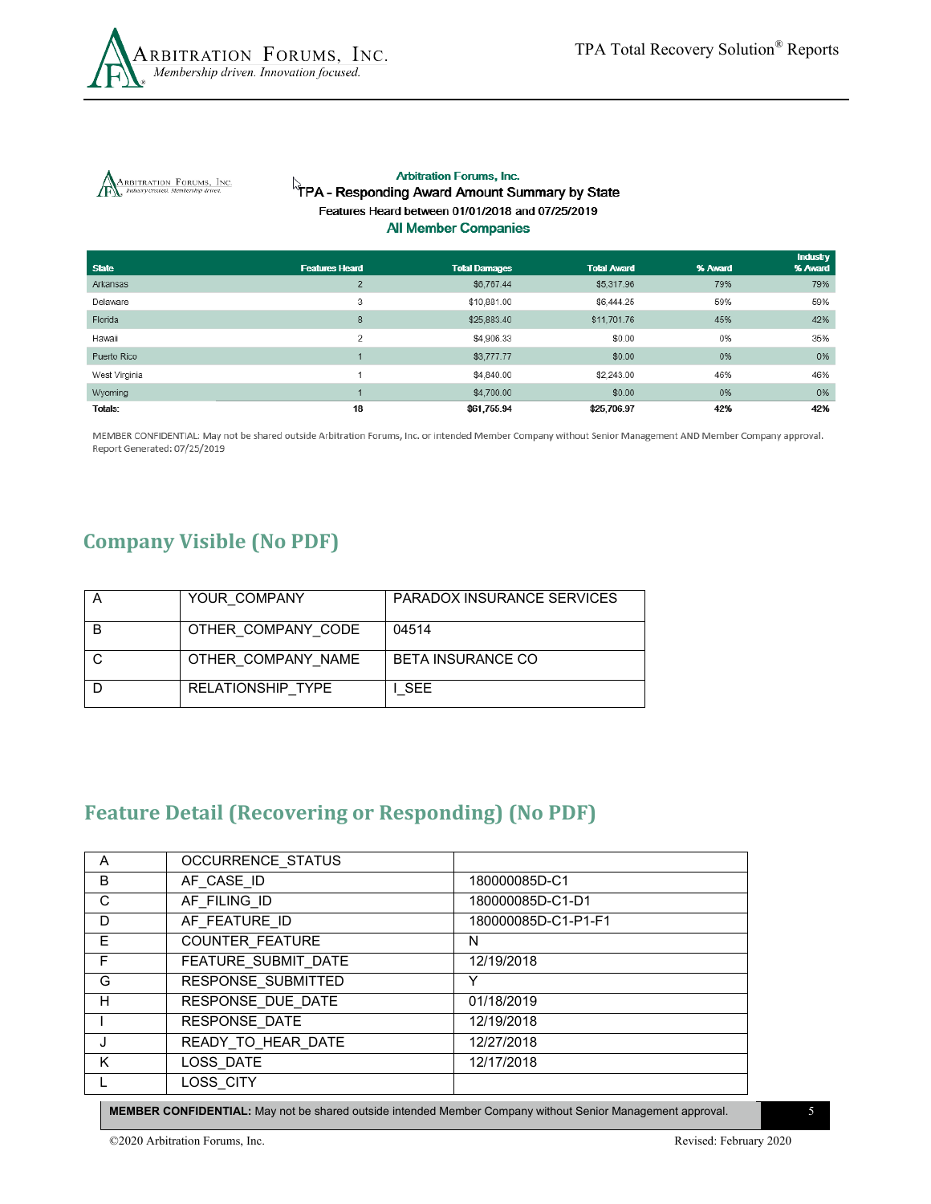Arbitration Forums, Inc.

TPA - Responding Award Amount Summary by State

Features Heard between 01/01/2018 and 07/25/2019

All Member Companies

| State | Features Heard | Total Damages | Total Award | % Award | Industry % Award |
|---|---|---|---|---|---|
| Arkansas | 2 | $6,767.44 | $5,317.96 | 79% | 79% |
| Delaware | 3 | $10,881.00 | $6,444.25 | 59% | 59% |
| Florida | 8 | $25,883.40 | $11,701.76 | 45% | 42% |
| Hawaii | 2 | $4,906.33 | $0.00 | 0% | 35% |
| Puerto Rico | 1 | $3,777.77 | $0.00 | 0% | 0% |
| West Virginia | 1 | $4,840.00 | $2,243.00 | 46% | 46% |
| Wyoming | 1 | $4,700.00 | $0.00 | 0% | 0% |
| **Totals:** | **18** | **$61,755.94** | **$25,706.97** | **42%** | **42%** |

MEMBER CONFIDENTIAL: May not be shared outside Arbitration Forums, Inc. or intended Member Company without Senior Management AND Member Company approval.
Report Generated: 07/25/2019

## Company Visible (No PDF)

| A | YOUR_COMPANY | PARADOX INSURANCE SERVICES |
|---|---|---|
| B | OTHER_COMPANY_CODE | 04514 |
| C | OTHER_COMPANY_NAME | BETA INSURANCE CO |
| D | RELATIONSHIP_TYPE | I_SEE |

## Feature Detail (Recovering or Responding) (No PDF)

| A | OCCURRENCE_STATUS | |
|---|---|---|
| B | AF_CASE_ID | 180000085D-C1 |
| C | AF_FILING_ID | 180000085D-C1-D1 |
| D | AF_FEATURE_ID | 180000085D-C1-P1-F1 |
| E | COUNTER_FEATURE | N |
| F | FEATURE_SUBMIT_DATE | 12/19/2018 |
| G | RESPONSE_SUBMITTED | Y |
| H | RESPONSE_DUE_DATE | 01/18/2019 |
| I | RESPONSE_DATE | 12/19/2018 |
| J | READY_TO_HEAR_DATE | 12/27/2018 |
| K | LOSS_DATE | 12/17/2018 |
| L | LOSS_CITY | |

**MEMBER CONFIDENTIAL:** May not be shared outside intended Member Company without Senior Management approval.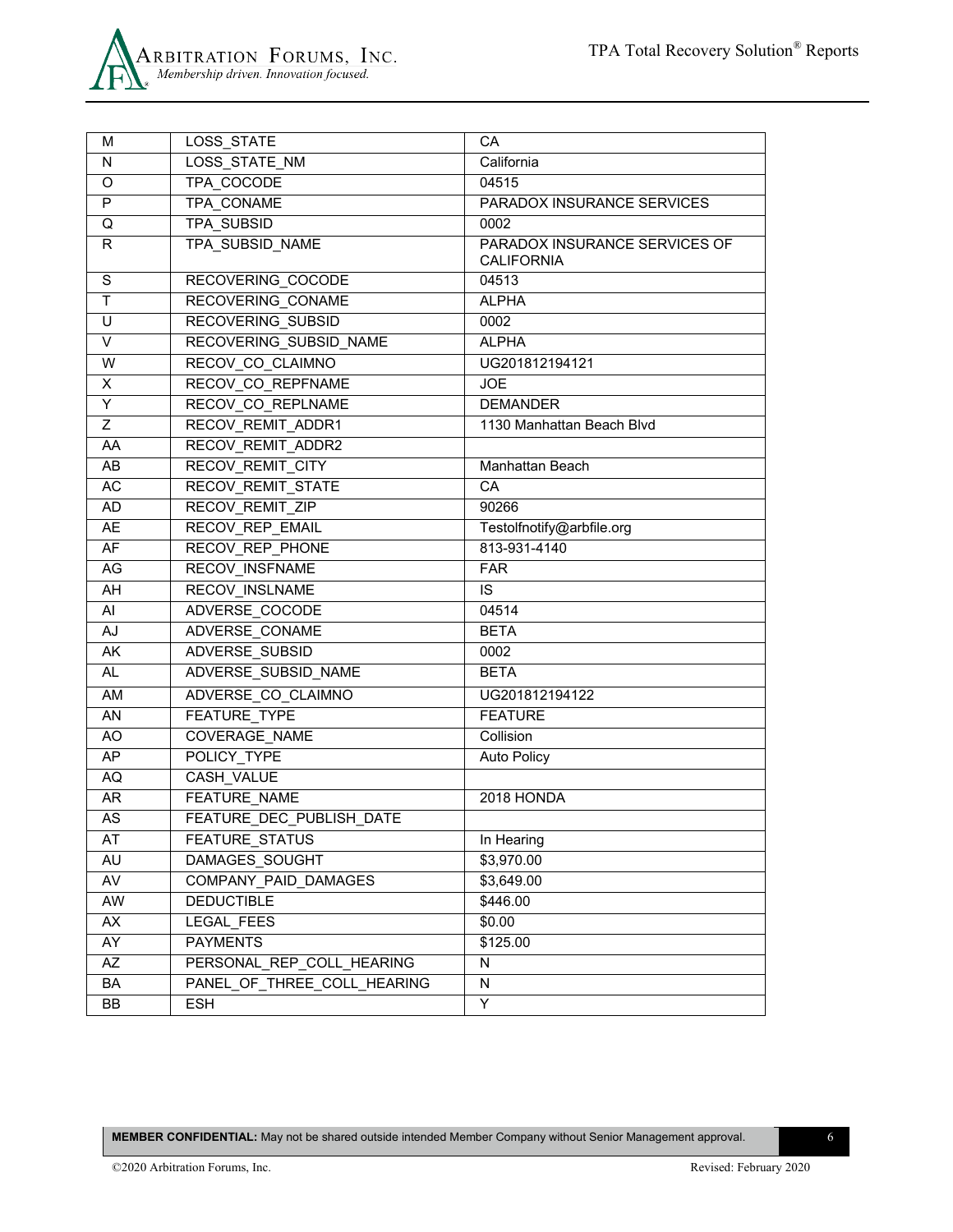| M | LOSS_STATE | CA |
| --- | --- | --- |
| N | LOSS_STATE_NM | California |
| O | TPA_COCODE | 04515 |
| P | TPA_CONAME | PARADOX INSURANCE SERVICES |
| Q | TPA_SUBSID | 0002 |
| R | TPA_SUBSID_NAME | PARADOX INSURANCE SERVICES OF CALIFORNIA |
| S | RECOVERING_COCODE | 04513 |
| T | RECOVERING_CONAME | ALPHA |
| U | RECOVERING_SUBSID | 0002 |
| V | RECOVERING_SUBSID_NAME | ALPHA |
| W | RECOV_CO_CLAIMNO | UG201812194121 |
| X | RECOV_CO_REPFNAME | JOE |
| Y | RECOV_CO_REPLNAME | DEMANDER |
| Z | RECOV_REMIT_ADDR1 | 1130 Manhattan Beach Blvd |
| AA | RECOV_REMIT_ADDR2 | |
| AB | RECOV_REMIT_CITY | Manhattan Beach |
| AC | RECOV_REMIT_STATE | CA |
| AD | RECOV_REMIT_ZIP | 90266 |
| AE | RECOV_REP_EMAIL | Testolfnotify@arbfile.org |
| AF | RECOV_REP_PHONE | 813-931-4140 |
| AG | RECOV_INSFNAME | FAR |
| AH | RECOV_INSLNAME | IS |
| AI | ADVERSE_COCODE | 04514 |
| AJ | ADVERSE_CONAME | BETA |
| AK | ADVERSE_SUBSID | 0002 |
| AL | ADVERSE_SUBSID_NAME | BETA |
| AM | ADVERSE_CO_CLAIMNO | UG201812194122 |
| AN | FEATURE_TYPE | FEATURE |
| AO | COVERAGE_NAME | Collision |
| AP | POLICY_TYPE | Auto Policy |
| AQ | CASH_VALUE | |
| AR | FEATURE_NAME | 2018 HONDA |
| AS | FEATURE_DEC_PUBLISH_DATE | |
| AT | FEATURE_STATUS | In Hearing |
| AU | DAMAGES_SOUGHT | $3,970.00 |
| AV | COMPANY_PAID_DAMAGES | $3,649.00 |
| AW | DEDUCTIBLE | $446.00 |
| AX | LEGAL_FEES | $0.00 |
| AY | PAYMENTS | $125.00 |
| AZ | PERSONAL_REP_COLL_HEARING | N |
| BA | PANEL_OF_THREE_COLL_HEARING | N |
| BB | ESH | Y |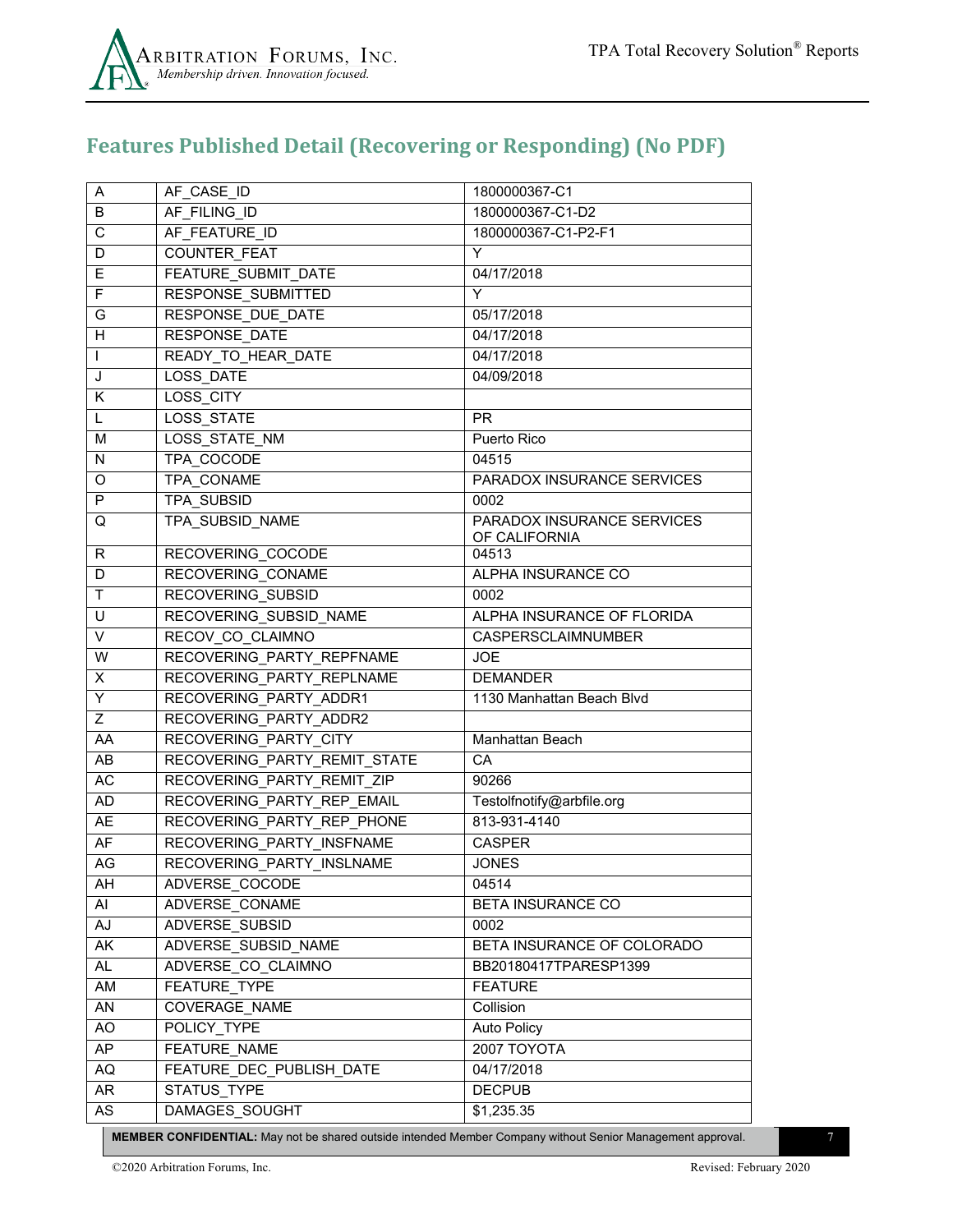## Features Published Detail (Recovering or Responding) (No PDF)

| | | |
|---|---|---|
| A | AF_CASE_ID | 1800000367-C1 |
| B | AF_FILING_ID | 1800000367-C1-D2 |
| C | AF_FEATURE_ID | 1800000367-C1-P2-F1 |
| D | COUNTER_FEAT | Y |
| E | FEATURE_SUBMIT_DATE | 04/17/2018 |
| F | RESPONSE_SUBMITTED | Y |
| G | RESPONSE_DUE_DATE | 05/17/2018 |
| H | RESPONSE_DATE | 04/17/2018 |
| I | READY_TO_HEAR_DATE | 04/17/2018 |
| J | LOSS_DATE | 04/09/2018 |
| K | LOSS_CITY | |
| L | LOSS_STATE | PR |
| M | LOSS_STATE_NM | Puerto Rico |
| N | TPA_COCODE | 04515 |
| O | TPA_CONAME | PARADOX INSURANCE SERVICES |
| P | TPA_SUBSID | 0002 |
| Q | TPA_SUBSID_NAME | PARADOX INSURANCE SERVICES OF CALIFORNIA |
| R | RECOVERING_COCODE | 04513 |
| D | RECOVERING_CONAME | ALPHA INSURANCE CO |
| T | RECOVERING_SUBSID | 0002 |
| U | RECOVERING_SUBSID_NAME | ALPHA INSURANCE OF FLORIDA |
| V | RECOV_CO_CLAIMNO | CASPERSCLAIMNUMBER |
| W | RECOVERING_PARTY_REPFNAME | JOE |
| X | RECOVERING_PARTY_REPLNAME | DEMANDER |
| Y | RECOVERING_PARTY_ADDR1 | 1130 Manhattan Beach Blvd |
| Z | RECOVERING_PARTY_ADDR2 | |
| AA | RECOVERING_PARTY_CITY | Manhattan Beach |
| AB | RECOVERING_PARTY_REMIT_STATE | CA |
| AC | RECOVERING_PARTY_REMIT_ZIP | 90266 |
| AD | RECOVERING_PARTY_REP_EMAIL | Testolfnotify@arbfile.org |
| AE | RECOVERING_PARTY_REP_PHONE | 813-931-4140 |
| AF | RECOVERING_PARTY_INSFNAME | CASPER |
| AG | RECOVERING_PARTY_INSLNAME | JONES |
| AH | ADVERSE_COCODE | 04514 |
| AI | ADVERSE_CONAME | BETA INSURANCE CO |
| AJ | ADVERSE_SUBSID | 0002 |
| AK | ADVERSE_SUBSID_NAME | BETA INSURANCE OF COLORADO |
| AL | ADVERSE_CO_CLAIMNO | BB20180417TPARESP1399 |
| AM | FEATURE_TYPE | FEATURE |
| AN | COVERAGE_NAME | Collision |
| AO | POLICY_TYPE | Auto Policy |
| AP | FEATURE_NAME | 2007 TOYOTA |
| AQ | FEATURE_DEC_PUBLISH_DATE | 04/17/2018 |
| AR | STATUS_TYPE | DECPUB |
| AS | DAMAGES_SOUGHT | $1,235.35 |

**MEMBER CONFIDENTIAL:** May not be shared outside intended Member Company without Senior Management approval.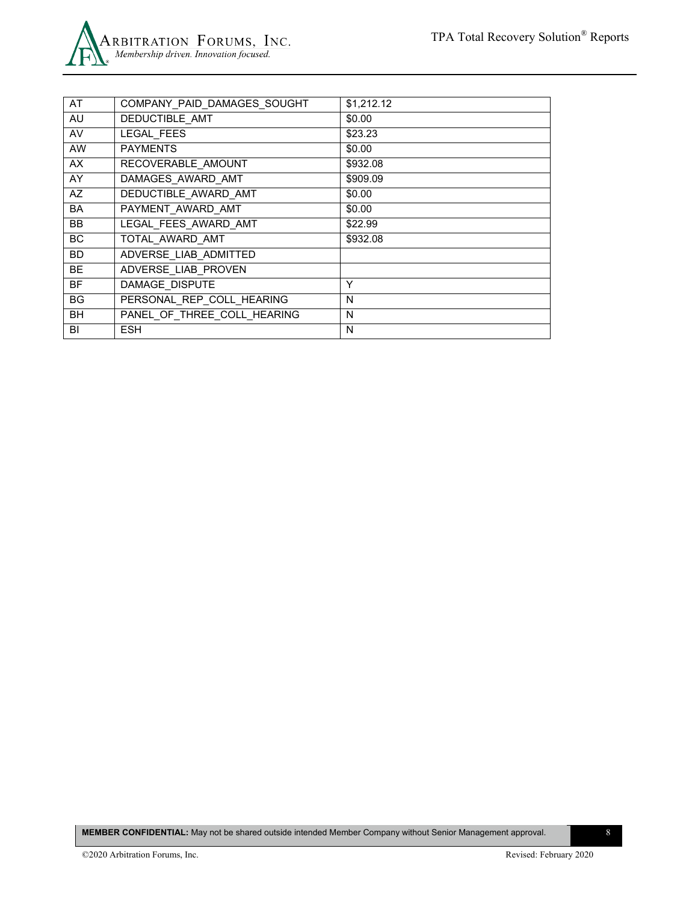| | | |
|---|---|---|
| AT | COMPANY_PAID_DAMAGES_SOUGHT | $1,212.12 |
| AU | DEDUCTIBLE_AMT | $0.00 |
| AV | LEGAL_FEES | $23.23 |
| AW | PAYMENTS | $0.00 |
| AX | RECOVERABLE_AMOUNT | $932.08 |
| AY | DAMAGES_AWARD_AMT | $909.09 |
| AZ | DEDUCTIBLE_AWARD_AMT | $0.00 |
| BA | PAYMENT_AWARD_AMT | $0.00 |
| BB | LEGAL_FEES_AWARD_AMT | $22.99 |
| BC | TOTAL_AWARD_AMT | $932.08 |
| BD | ADVERSE_LIAB_ADMITTED | |
| BE | ADVERSE_LIAB_PROVEN | |
| BF | DAMAGE_DISPUTE | Y |
| BG | PERSONAL_REP_COLL_HEARING | N |
| BH | PANEL_OF_THREE_COLL_HEARING | N |
| BI | ESH | N |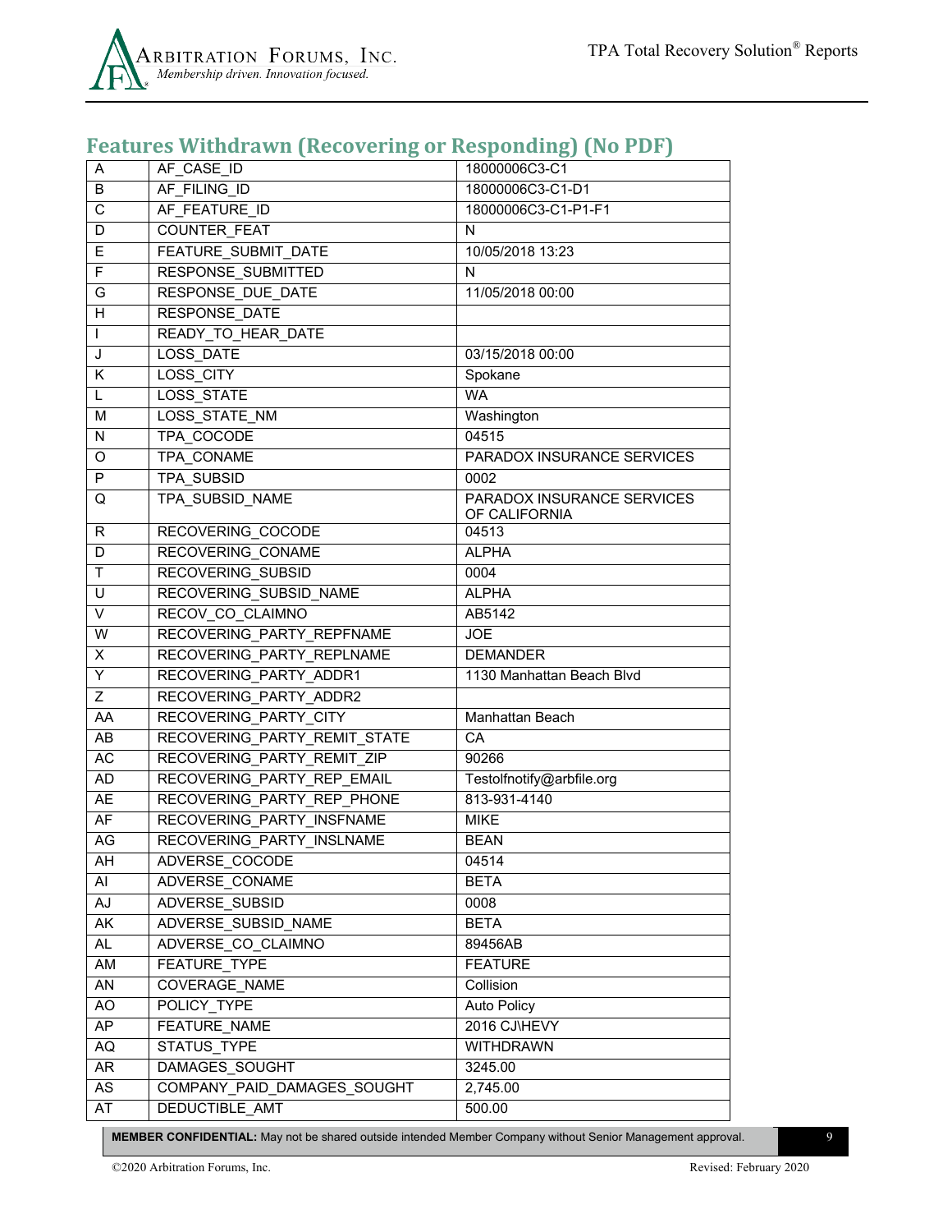## Features Withdrawn (Recovering or Responding) (No PDF)

| | | |
|---|---|---|
| A | AF_CASE_ID | 18000006C3-C1 |
| B | AF_FILING_ID | 18000006C3-C1-D1 |
| C | AF_FEATURE_ID | 18000006C3-C1-P1-F1 |
| D | COUNTER_FEAT | N |
| E | FEATURE_SUBMIT_DATE | 10/05/2018 13:23 |
| F | RESPONSE_SUBMITTED | N |
| G | RESPONSE_DUE_DATE | 11/05/2018 00:00 |
| H | RESPONSE_DATE | |
| I | READY_TO_HEAR_DATE | |
| J | LOSS_DATE | 03/15/2018 00:00 |
| K | LOSS_CITY | Spokane |
| L | LOSS_STATE | WA |
| M | LOSS_STATE_NM | Washington |
| N | TPA_COCODE | 04515 |
| O | TPA_CONAME | PARADOX INSURANCE SERVICES |
| P | TPA_SUBSID | 0002 |
| Q | TPA_SUBSID_NAME | PARADOX INSURANCE SERVICES OF CALIFORNIA |
| R | RECOVERING_COCODE | 04513 |
| D | RECOVERING_CONAME | ALPHA |
| T | RECOVERING_SUBSID | 0004 |
| U | RECOVERING_SUBSID_NAME | ALPHA |
| V | RECOV_CO_CLAIMNO | AB5142 |
| W | RECOVERING_PARTY_REPFNAME | JOE |
| X | RECOVERING_PARTY_REPLNAME | DEMANDER |
| Y | RECOVERING_PARTY_ADDR1 | 1130 Manhattan Beach Blvd |
| Z | RECOVERING_PARTY_ADDR2 | |
| AA | RECOVERING_PARTY_CITY | Manhattan Beach |
| AB | RECOVERING_PARTY_REMIT_STATE | CA |
| AC | RECOVERING_PARTY_REMIT_ZIP | 90266 |
| AD | RECOVERING_PARTY_REP_EMAIL | Testolfnotify@arbfile.org |
| AE | RECOVERING_PARTY_REP_PHONE | 813-931-4140 |
| AF | RECOVERING_PARTY_INSFNAME | MIKE |
| AG | RECOVERING_PARTY_INSLNAME | BEAN |
| AH | ADVERSE_COCODE | 04514 |
| AI | ADVERSE_CONAME | BETA |
| AJ | ADVERSE_SUBSID | 0008 |
| AK | ADVERSE_SUBSID_NAME | BETA |
| AL | ADVERSE_CO_CLAIMNO | 89456AB |
| AM | FEATURE_TYPE | FEATURE |
| AN | COVERAGE_NAME | Collision |
| AO | POLICY_TYPE | Auto Policy |
| AP | FEATURE_NAME | 2016 CJ\HEVY |
| AQ | STATUS_TYPE | WITHDRAWN |
| AR | DAMAGES_SOUGHT | 3245.00 |
| AS | COMPANY_PAID_DAMAGES_SOUGHT | 2,745.00 |
| AT | DEDUCTIBLE_AMT | 500.00 |

**MEMBER CONFIDENTIAL:** May not be shared outside intended Member Company without Senior Management approval.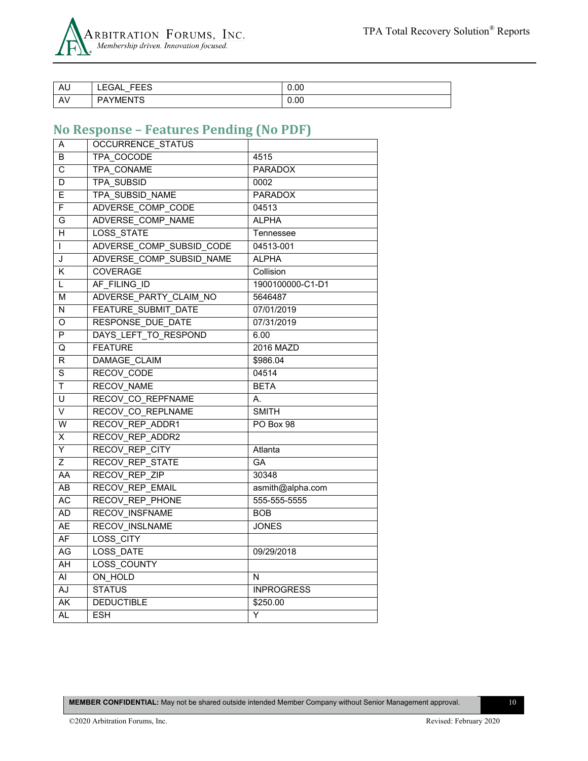| AU | LEGAL_FEES | 0.00 |
|---|---|---|
| AV | PAYMENTS | 0.00 |

## No Response – Features Pending (No PDF)

| A | OCCURRENCE_STATUS | |
|---|---|---|
| B | TPA_COCODE | 4515 |
| C | TPA_CONAME | PARADOX |
| D | TPA_SUBSID | 0002 |
| E | TPA_SUBSID_NAME | PARADOX |
| F | ADVERSE_COMP_CODE | 04513 |
| G | ADVERSE_COMP_NAME | ALPHA |
| H | LOSS_STATE | Tennessee |
| I | ADVERSE_COMP_SUBSID_CODE | 04513-001 |
| J | ADVERSE_COMP_SUBSID_NAME | ALPHA |
| K | COVERAGE | Collision |
| L | AF_FILING_ID | 1900100000-C1-D1 |
| M | ADVERSE_PARTY_CLAIM_NO | 5646487 |
| N | FEATURE_SUBMIT_DATE | 07/01/2019 |
| O | RESPONSE_DUE_DATE | 07/31/2019 |
| P | DAYS_LEFT_TO_RESPOND | 6.00 |
| Q | FEATURE | 2016 MAZD |
| R | DAMAGE_CLAIM | $986.04 |
| S | RECOV_CODE | 04514 |
| T | RECOV_NAME | BETA |
| U | RECOV_CO_REPFNAME | A. |
| V | RECOV_CO_REPLNAME | SMITH |
| W | RECOV_REP_ADDR1 | PO Box 98 |
| X | RECOV_REP_ADDR2 | |
| Y | RECOV_REP_CITY | Atlanta |
| Z | RECOV_REP_STATE | GA |
| AA | RECOV_REP_ZIP | 30348 |
| AB | RECOV_REP_EMAIL | asmith@alpha.com |
| AC | RECOV_REP_PHONE | 555-555-5555 |
| AD | RECOV_INSFNAME | BOB |
| AE | RECOV_INSLNAME | JONES |
| AF | LOSS_CITY | |
| AG | LOSS_DATE | 09/29/2018 |
| AH | LOSS_COUNTY | |
| AI | ON_HOLD | N |
| AJ | STATUS | INPROGRESS |
| AK | DEDUCTIBLE | $250.00 |
| AL | ESH | Y |

**MEMBER CONFIDENTIAL:** May not be shared outside intended Member Company without Senior Management approval.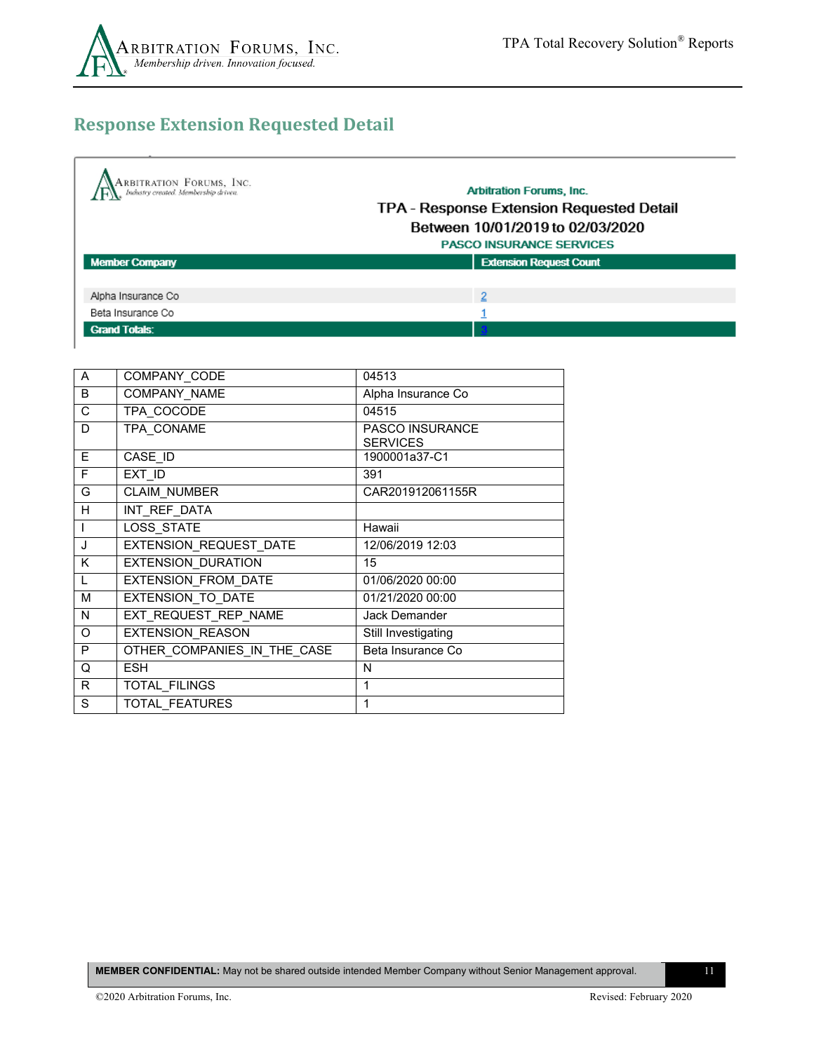## Response Extension Requested Detail

Arbitration Forums, Inc.

TPA - Response Extension Requested Detail

Between 10/01/2019 to 02/03/2020

PASCO INSURANCE SERVICES

| Member Company | Extension Request Count |
|---|---|
| Alpha Insurance Co | 2 |
| Beta Insurance Co | 1 |
| **Grand Totals:** | 3 |

| | | |
|---|---|---|
| A | COMPANY_CODE | 04513 |
| B | COMPANY_NAME | Alpha Insurance Co |
| C | TPA_COCODE | 04515 |
| D | TPA_CONAME | PASCO INSURANCE SERVICES |
| E | CASE_ID | 1900001a37-C1 |
| F | EXT_ID | 391 |
| G | CLAIM_NUMBER | CAR201912061155R |
| H | INT_REF_DATA | |
| I | LOSS_STATE | Hawaii |
| J | EXTENSION_REQUEST_DATE | 12/06/2019 12:03 |
| K | EXTENSION_DURATION | 15 |
| L | EXTENSION_FROM_DATE | 01/06/2020 00:00 |
| M | EXTENSION_TO_DATE | 01/21/2020 00:00 |
| N | EXT_REQUEST_REP_NAME | Jack Demander |
| O | EXTENSION_REASON | Still Investigating |
| P | OTHER_COMPANIES_IN_THE_CASE | Beta Insurance Co |
| Q | ESH | N |
| R | TOTAL_FILINGS | 1 |
| S | TOTAL_FEATURES | 1 |